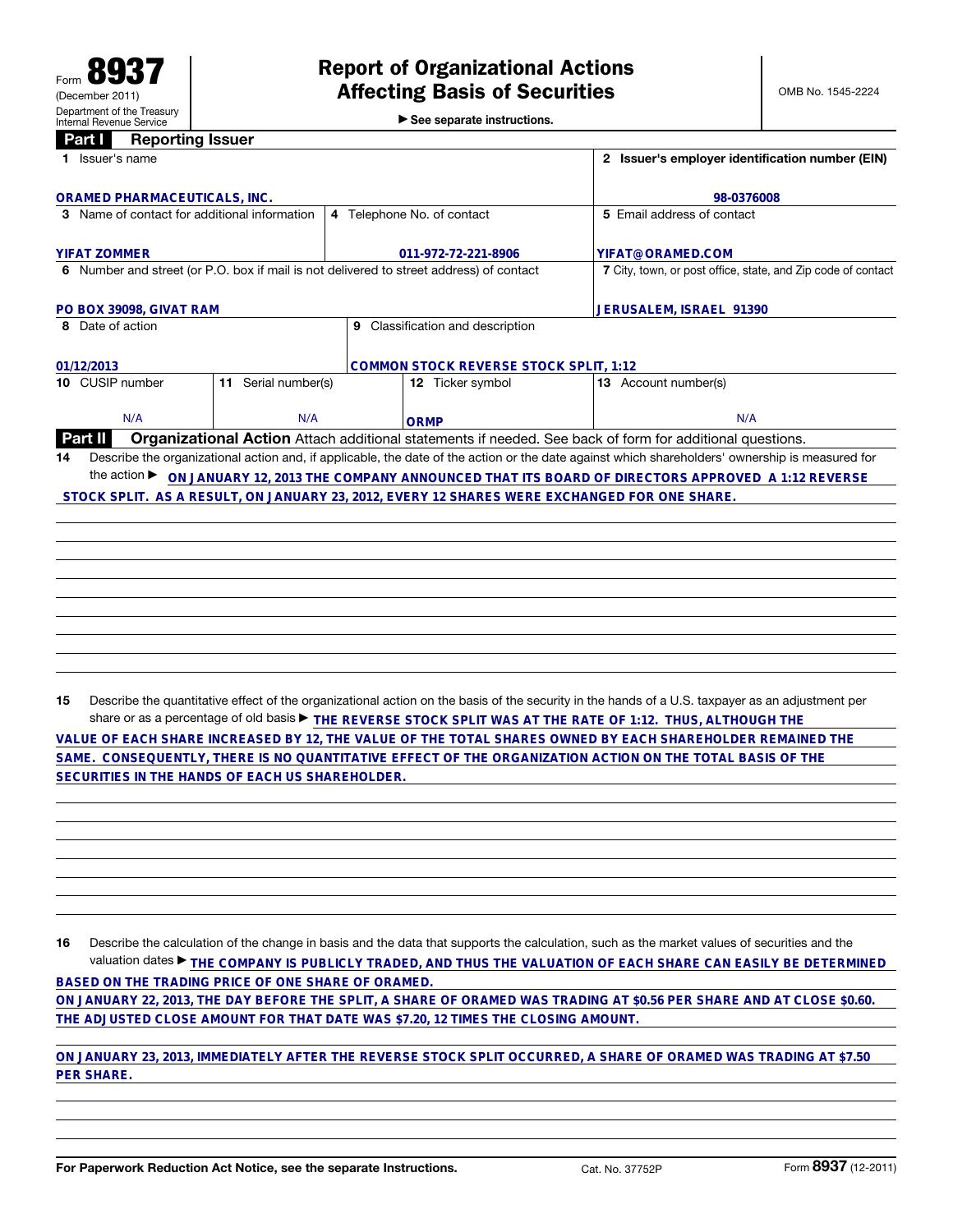Form **8937**
(December 2011)
Department of the Treasury
Internal Revenue Service

# Report of Organizational Actions Affecting Basis of Securities

▶ See separate instructions.

OMB No. 1545-2224

## Part I Reporting Issuer

| 1 Issuer's name | | | 2 Issuer's employer identification number (EIN) |
|---|---|---|---|
| ORAMED PHARMACEUTICALS, INC. | | | 98-0376008 |
| 3 Name of contact for additional information | 4 Telephone No. of contact | | 5 Email address of contact |
| YIFAT ZOMMER | 011-972-72-221-8906 | | YIFAT@ORAMED.COM |
| 6 Number and street (or P.O. box if mail is not delivered to street address) of contact | | | 7 City, town, or post office, state, and Zip code of contact |
| PO BOX 39098, GIVAT RAM | | | JERUSALEM, ISRAEL 91390 |
| 8 Date of action | 9 Classification and description | | |
| 01/12/2013 | COMMON STOCK REVERSE STOCK SPLIT, 1:12 | | |
| 10 CUSIP number | 11 Serial number(s) | 12 Ticker symbol | 13 Account number(s) |
| N/A | N/A | ORMP | N/A |

## Part II Organizational Action

Attach additional statements if needed. See back of form for additional questions.

**14** Describe the organizational action and, if applicable, the date of the action or the date against which shareholders' ownership is measured for the action ▶ ON JANUARY 12, 2013 THE COMPANY ANNOUNCED THAT ITS BOARD OF DIRECTORS APPROVED A 1:12 REVERSE STOCK SPLIT. AS A RESULT, ON JANUARY 23, 2012, EVERY 12 SHARES WERE EXCHANGED FOR ONE SHARE.

**15** Describe the quantitative effect of the organizational action on the basis of the security in the hands of a U.S. taxpayer as an adjustment per share or as a percentage of old basis ▶ THE REVERSE STOCK SPLIT WAS AT THE RATE OF 1:12. THUS, ALTHOUGH THE VALUE OF EACH SHARE INCREASED BY 12, THE VALUE OF THE TOTAL SHARES OWNED BY EACH SHAREHOLDER REMAINED THE SAME. CONSEQUENTLY, THERE IS NO QUANTITATIVE EFFECT OF THE ORGANIZATION ACTION ON THE TOTAL BASIS OF THE SECURITIES IN THE HANDS OF EACH US SHAREHOLDER.

**16** Describe the calculation of the change in basis and the data that supports the calculation, such as the market values of securities and the valuation dates ▶ THE COMPANY IS PUBLICLY TRADED, AND THUS THE VALUATION OF EACH SHARE CAN EASILY BE DETERMINED BASED ON THE TRADING PRICE OF ONE SHARE OF ORAMED.
ON JANUARY 22, 2013, THE DAY BEFORE THE SPLIT, A SHARE OF ORAMED WAS TRADING AT $0.56 PER SHARE AND AT CLOSE $0.60. THE ADJUSTED CLOSE AMOUNT FOR THAT DATE WAS $7.20, 12 TIMES THE CLOSING AMOUNT.

ON JANUARY 23, 2013, IMMEDIATELY AFTER THE REVERSE STOCK SPLIT OCCURRED, A SHARE OF ORAMED WAS TRADING AT $7.50 PER SHARE.

For Paperwork Reduction Act Notice, see the separate Instructions. Cat. No. 37752P Form **8937** (12-2011)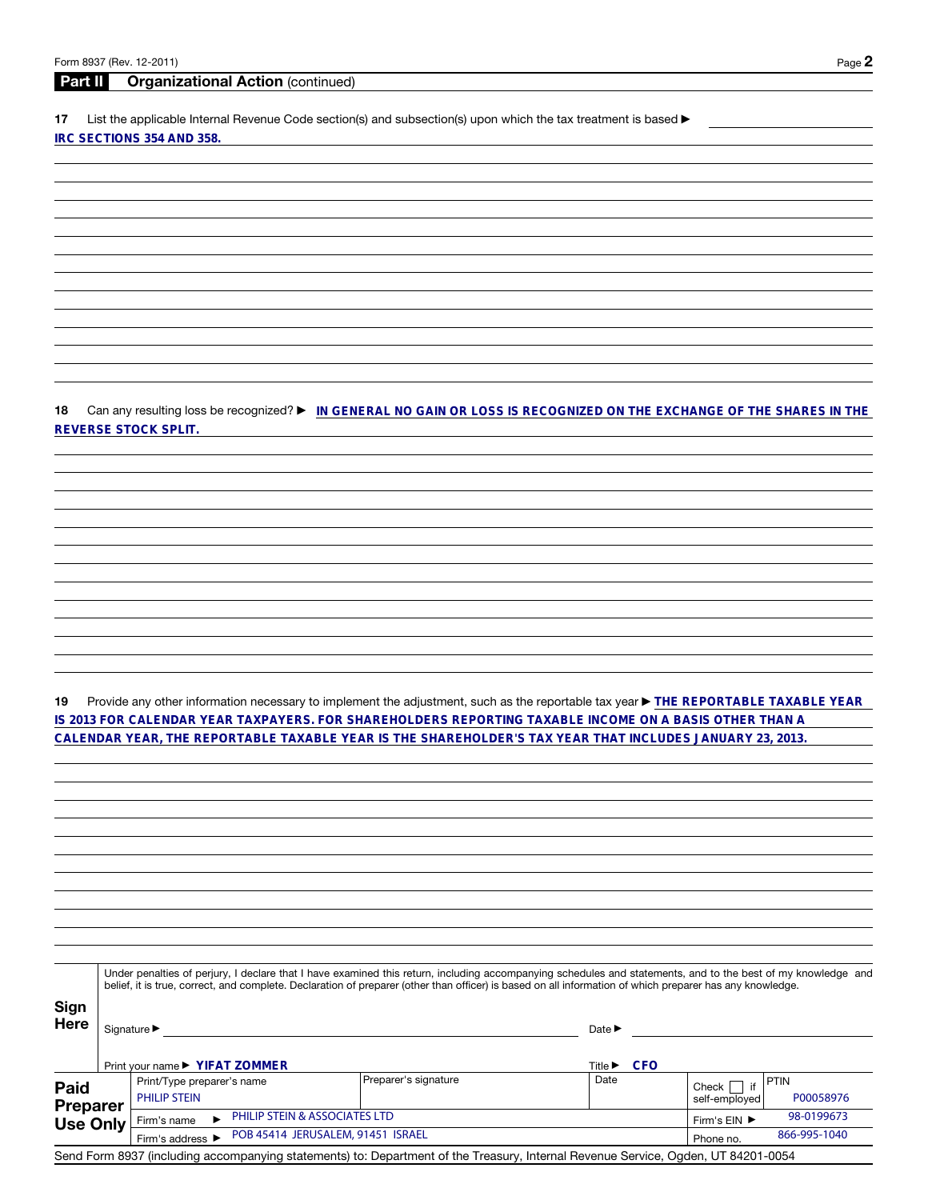## Part II Organizational Action (continued)

**17** List the applicable Internal Revenue Code section(s) and subsection(s) upon which the tax treatment is based ▶

IRC SECTIONS 354 AND 358.

**18** Can any resulting loss be recognized? ▶ IN GENERAL NO GAIN OR LOSS IS RECOGNIZED ON THE EXCHANGE OF THE SHARES IN THE REVERSE STOCK SPLIT.

**19** Provide any other information necessary to implement the adjustment, such as the reportable tax year ▶ THE REPORTABLE TAXABLE YEAR IS 2013 FOR CALENDAR YEAR TAXPAYERS. FOR SHAREHOLDERS REPORTING TAXABLE INCOME ON A BASIS OTHER THAN A CALENDAR YEAR, THE REPORTABLE TAXABLE YEAR IS THE SHAREHOLDER'S TAX YEAR THAT INCLUDES JANUARY 23, 2013.

### Sign Here

Under penalties of perjury, I declare that I have examined this return, including accompanying schedules and statements, and to the best of my knowledge and belief, it is true, correct, and complete. Declaration of preparer (other than officer) is based on all information of which preparer has any knowledge.

Signature ▶ Date ▶

Print your name ▶ **YIFAT ZOMMER** Title ▶ **CFO**

### Paid Preparer Use Only

| Print/Type preparer's name | Preparer's signature | Date | Check ☐ if self-employed | PTIN |
|---|---|---|---|---|
| PHILIP STEIN | | | | P00058976 |
| Firm's name ▶ PHILIP STEIN & ASSOCIATES LTD | | | Firm's EIN ▶ | 98-0199673 |
| Firm's address ▶ POB 45414 JERUSALEM, 91451 ISRAEL | | | Phone no. | 866-995-1040 |

Send Form 8937 (including accompanying statements) to: Department of the Treasury, Internal Revenue Service, Ogden, UT 84201-0054